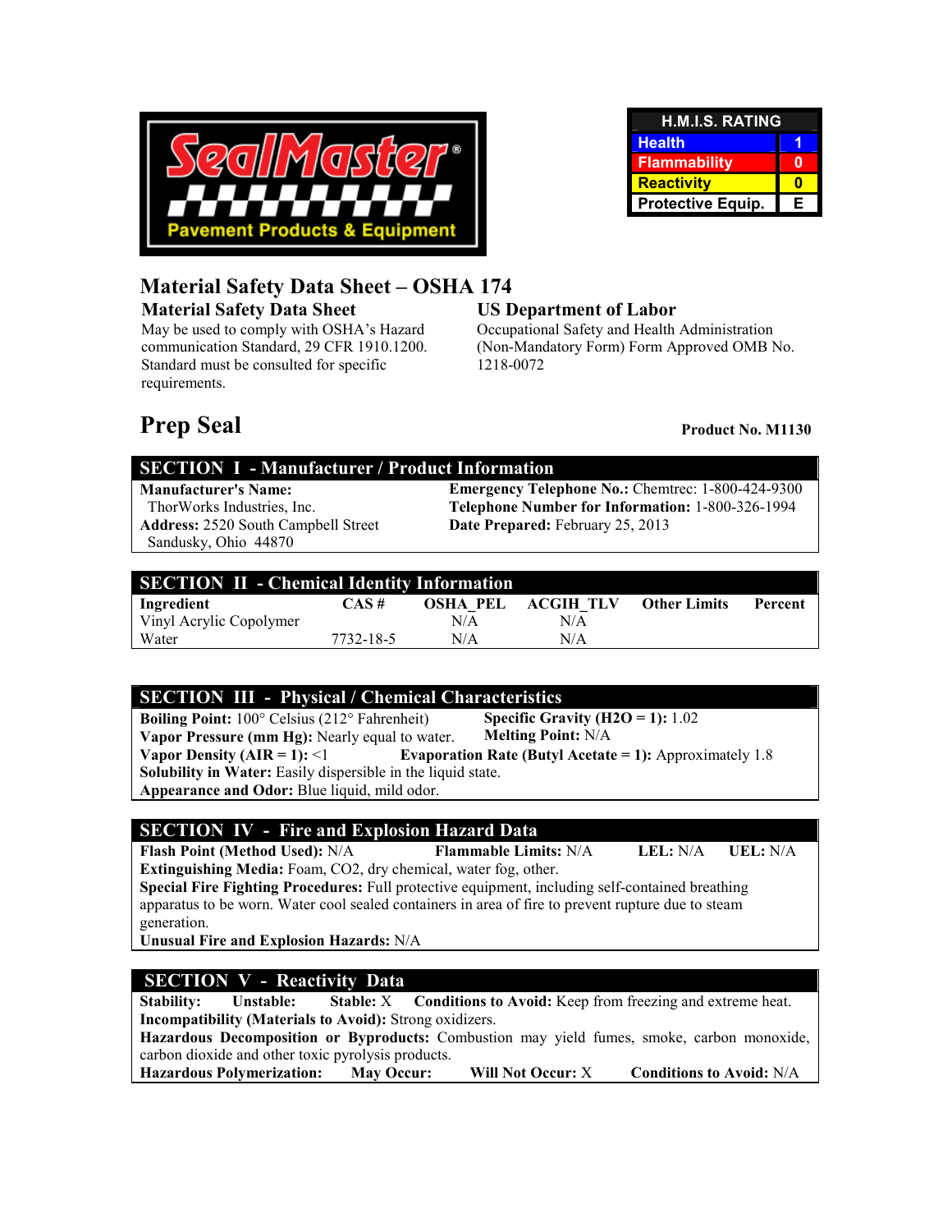SealMaster®

Pavement Products & Equipment

| H.M.I.S. RATING | |
|---|---|
| Health | 1 |
| Flammability | 0 |
| Reactivity | 0 |
| Protective Equip. | E |

# Material Safety Data Sheet – OSHA 174

**Material Safety Data Sheet**

May be used to comply with OSHA's Hazard communication Standard, 29 CFR 1910.1200. Standard must be consulted for specific requirements.

**US Department of Labor**

Occupational Safety and Health Administration (Non-Mandatory Form) Form Approved OMB No. 1218-0072

# Prep Seal

**Product No. M1130**

## SECTION I - Manufacturer / Product Information

**Manufacturer's Name:** ThorWorks Industries, Inc.

**Address:** 2520 South Campbell Street, Sandusky, Ohio 44870

**Emergency Telephone No.:** Chemtrec: 1-800-424-9300

**Telephone Number for Information:** 1-800-326-1994

**Date Prepared:** February 25, 2013

## SECTION II - Chemical Identity Information

| Ingredient | CAS # | OSHA_PEL | ACGIH_TLV | Other Limits | Percent |
|---|---|---|---|---|---|
| Vinyl Acrylic Copolymer | | N/A | N/A | | |
| Water | 7732-18-5 | N/A | N/A | | |

## SECTION III - Physical / Chemical Characteristics

**Boiling Point:** 100° Celsius (212° Fahrenheit)

**Specific Gravity ($H_2O$ = 1):** 1.02

**Vapor Pressure (mm Hg):** Nearly equal to water.

**Melting Point:** N/A

**Vapor Density (AIR = 1):** <1

**Evaporation Rate (Butyl Acetate = 1):** Approximately 1.8

**Solubility in Water:** Easily dispersible in the liquid state.

**Appearance and Odor:** Blue liquid, mild odor.

## SECTION IV - Fire and Explosion Hazard Data

**Flash Point (Method Used):** N/A **Flammable Limits:** N/A **LEL:** N/A **UEL:** N/A

**Extinguishing Media:** Foam, $CO_2$, dry chemical, water fog, other.

**Special Fire Fighting Procedures:** Full protective equipment, including self-contained breathing apparatus to be worn. Water cool sealed containers in area of fire to prevent rupture due to steam generation.

**Unusual Fire and Explosion Hazards:** N/A

## SECTION V - Reactivity Data

**Stability:** **Unstable:** **Stable:** X **Conditions to Avoid:** Keep from freezing and extreme heat.

**Incompatibility (Materials to Avoid):** Strong oxidizers.

**Hazardous Decomposition or Byproducts:** Combustion may yield fumes, smoke, carbon monoxide, carbon dioxide and other toxic pyrolysis products.

**Hazardous Polymerization:** **May Occur:** **Will Not Occur:** X **Conditions to Avoid:** N/A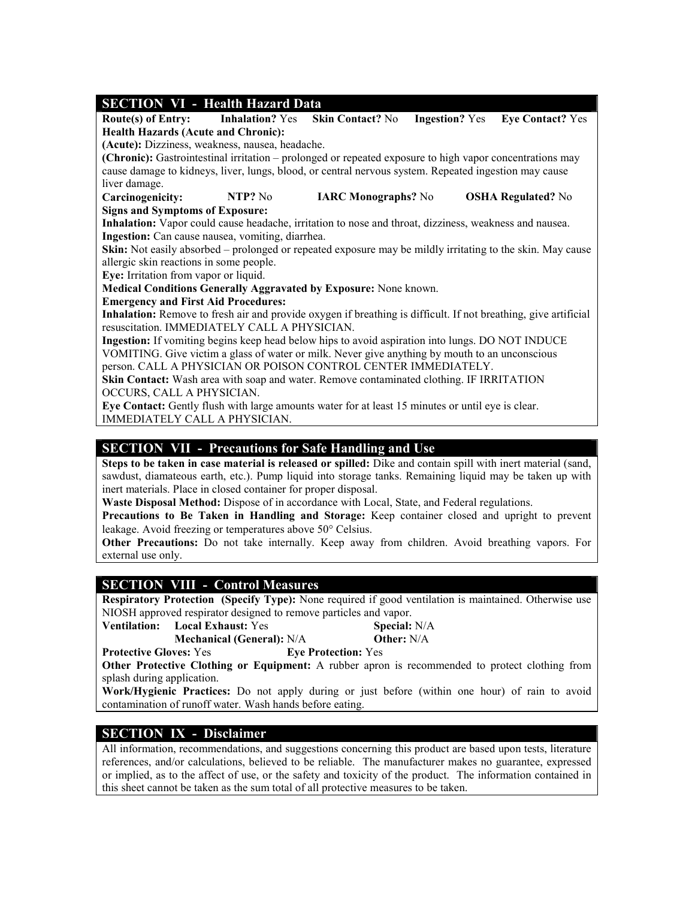## SECTION VI - Health Hazard Data

**Route(s) of Entry:** **Inhalation?** Yes **Skin Contact?** No **Ingestion?** Yes **Eye Contact?** Yes

**Health Hazards (Acute and Chronic):**

**(Acute):** Dizziness, weakness, nausea, headache.

**(Chronic):** Gastrointestinal irritation – prolonged or repeated exposure to high vapor concentrations may cause damage to kidneys, liver, lungs, blood, or central nervous system. Repeated ingestion may cause liver damage.

**Carcinogenicity:** **NTP?** No **IARC Monographs?** No **OSHA Regulated?** No

**Signs and Symptoms of Exposure:**

**Inhalation:** Vapor could cause headache, irritation to nose and throat, dizziness, weakness and nausea.

**Ingestion:** Can cause nausea, vomiting, diarrhea.

**Skin:** Not easily absorbed – prolonged or repeated exposure may be mildly irritating to the skin. May cause allergic skin reactions in some people.

**Eye:** Irritation from vapor or liquid.

**Medical Conditions Generally Aggravated by Exposure:** None known.

**Emergency and First Aid Procedures:**

**Inhalation:** Remove to fresh air and provide oxygen if breathing is difficult. If not breathing, give artificial resuscitation. IMMEDIATELY CALL A PHYSICIAN.

**Ingestion:** If vomiting begins keep head below hips to avoid aspiration into lungs. DO NOT INDUCE VOMITING. Give victim a glass of water or milk. Never give anything by mouth to an unconscious person. CALL A PHYSICIAN OR POISON CONTROL CENTER IMMEDIATELY.

**Skin Contact:** Wash area with soap and water. Remove contaminated clothing. IF IRRITATION OCCURS, CALL A PHYSICIAN.

**Eye Contact:** Gently flush with large amounts water for at least 15 minutes or until eye is clear. IMMEDIATELY CALL A PHYSICIAN.

## SECTION VII - Precautions for Safe Handling and Use

**Steps to be taken in case material is released or spilled:** Dike and contain spill with inert material (sand, sawdust, diamateous earth, etc.). Pump liquid into storage tanks. Remaining liquid may be taken up with inert materials. Place in closed container for proper disposal.

**Waste Disposal Method:** Dispose of in accordance with Local, State, and Federal regulations.

**Precautions to Be Taken in Handling and Storage:** Keep container closed and upright to prevent leakage. Avoid freezing or temperatures above 50° Celsius.

**Other Precautions:** Do not take internally. Keep away from children. Avoid breathing vapors. For external use only.

## SECTION VIII - Control Measures

**Respiratory Protection (Specify Type):** None required if good ventilation is maintained. Otherwise use NIOSH approved respirator designed to remove particles and vapor.

**Ventilation:** **Local Exhaust:** Yes **Special:** N/A

**Mechanical (General):** N/A **Other:** N/A

**Protective Gloves:** Yes **Eye Protection:** Yes

**Other Protective Clothing or Equipment:** A rubber apron is recommended to protect clothing from splash during application.

**Work/Hygienic Practices:** Do not apply during or just before (within one hour) of rain to avoid contamination of runoff water. Wash hands before eating.

## SECTION IX - Disclaimer

All information, recommendations, and suggestions concerning this product are based upon tests, literature references, and/or calculations, believed to be reliable. The manufacturer makes no guarantee, expressed or implied, as to the affect of use, or the safety and toxicity of the product. The information contained in this sheet cannot be taken as the sum total of all protective measures to be taken.